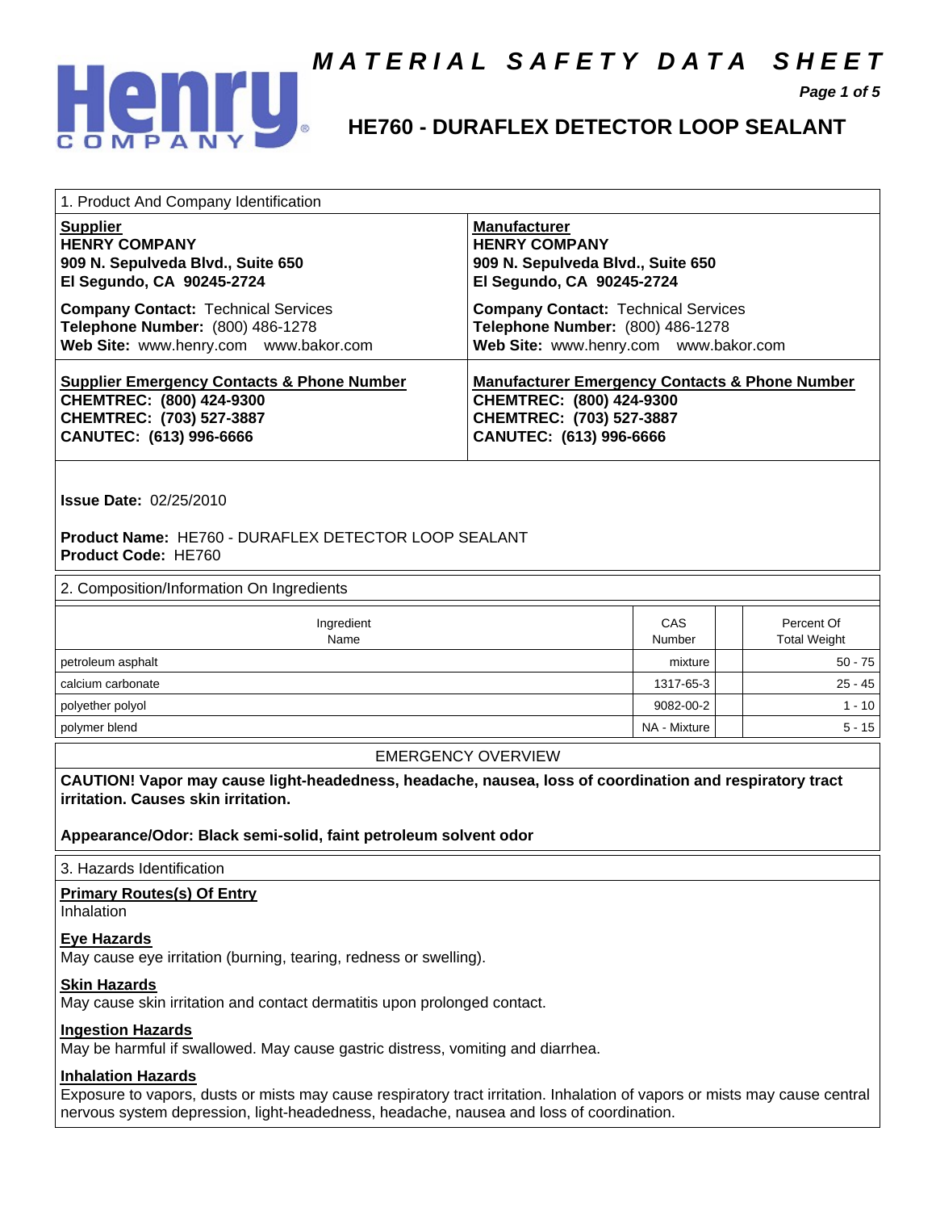# MATERIAL SAFETY DATA SHEET

## HE760 - DURAFLEX DETECTOR LOOP SEALANT

### 1. Product And Company Identification

| **Supplier** | **Manufacturer** |
|---|---|
| **HENRY COMPANY**<br>**909 N. Sepulveda Blvd., Suite 650**<br>**El Segundo, CA 90245-2724** | **HENRY COMPANY**<br>**909 N. Sepulveda Blvd., Suite 650**<br>**El Segundo, CA 90245-2724** |
| **Company Contact:** Technical Services<br>**Telephone Number:** (800) 486-1278<br>**Web Site:** www.henry.com www.bakor.com | **Company Contact:** Technical Services<br>**Telephone Number:** (800) 486-1278<br>**Web Site:** www.henry.com www.bakor.com |
| **Supplier Emergency Contacts & Phone Number**<br>**CHEMTREC: (800) 424-9300**<br>**CHEMTREC: (703) 527-3887**<br>**CANUTEC: (613) 996-6666** | **Manufacturer Emergency Contacts & Phone Number**<br>**CHEMTREC: (800) 424-9300**<br>**CHEMTREC: (703) 527-3887**<br>**CANUTEC: (613) 996-6666** |

**Issue Date:** 02/25/2010

**Product Name:** HE760 - DURAFLEX DETECTOR LOOP SEALANT
**Product Code:** HE760

### 2. Composition/Information On Ingredients

| Ingredient Name | CAS Number | | Percent Of Total Weight |
|---|---|---|---|
| petroleum asphalt | mixture | | 50 - 75 |
| calcium carbonate | 1317-65-3 | | 25 - 45 |
| polyether polyol | 9082-00-2 | | 1 - 10 |
| polymer blend | NA - Mixture | | 5 - 15 |

#### EMERGENCY OVERVIEW

**CAUTION! Vapor may cause light-headedness, headache, nausea, loss of coordination and respiratory tract irritation. Causes skin irritation.**

**Appearance/Odor: Black semi-solid, faint petroleum solvent odor**

### 3. Hazards Identification

**Primary Routes(s) Of Entry**
Inhalation

**Eye Hazards**
May cause eye irritation (burning, tearing, redness or swelling).

**Skin Hazards**
May cause skin irritation and contact dermatitis upon prolonged contact.

**Ingestion Hazards**
May be harmful if swallowed. May cause gastric distress, vomiting and diarrhea.

**Inhalation Hazards**
Exposure to vapors, dusts or mists may cause respiratory tract irritation. Inhalation of vapors or mists may cause central nervous system depression, light-headedness, headache, nausea and loss of coordination.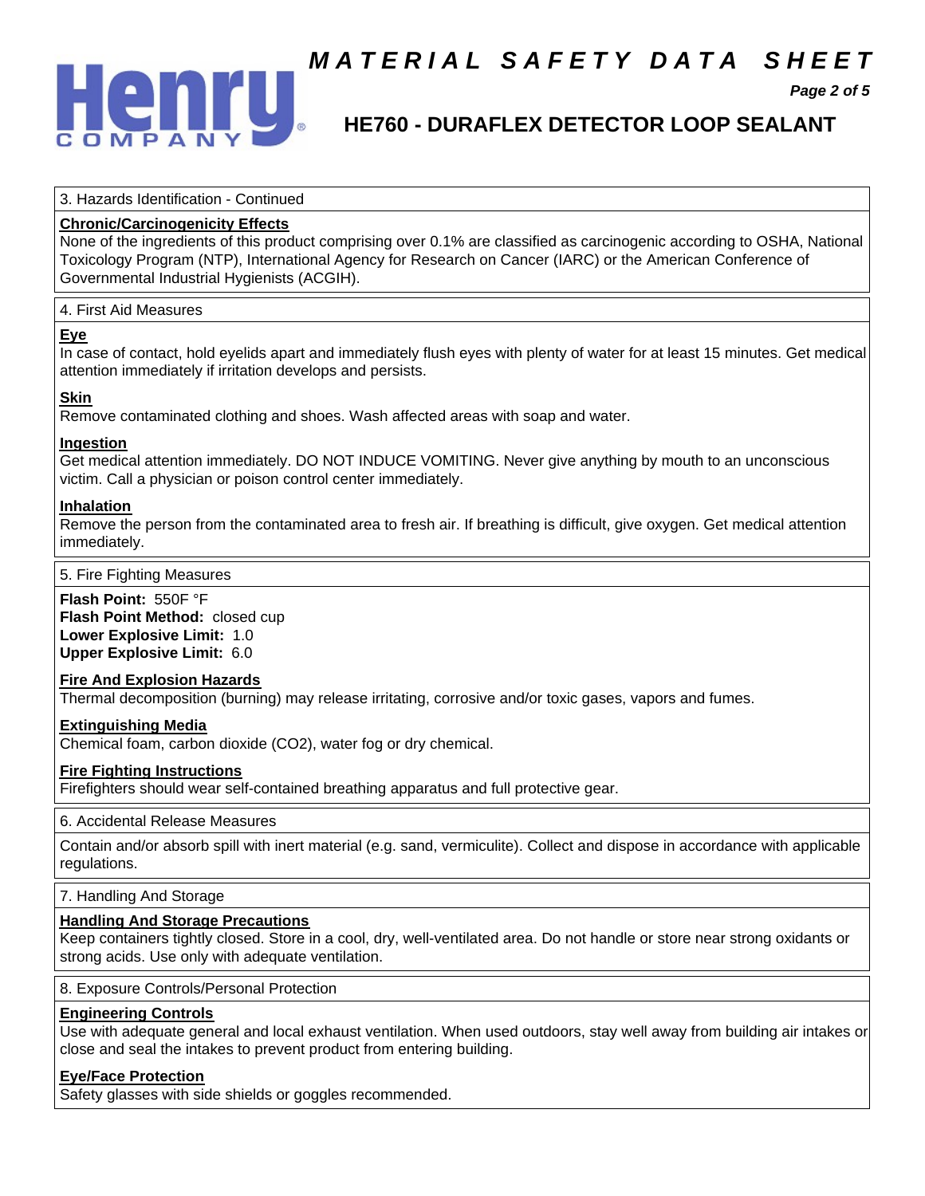## 3. Hazards Identification - Continued

**Chronic/Carcinogenicity Effects**

None of the ingredients of this product comprising over 0.1% are classified as carcinogenic according to OSHA, National Toxicology Program (NTP), International Agency for Research on Cancer (IARC) or the American Conference of Governmental Industrial Hygienists (ACGIH).

## 4. First Aid Measures

**Eye**

In case of contact, hold eyelids apart and immediately flush eyes with plenty of water for at least 15 minutes. Get medical attention immediately if irritation develops and persists.

**Skin**

Remove contaminated clothing and shoes. Wash affected areas with soap and water.

**Ingestion**

Get medical attention immediately. DO NOT INDUCE VOMITING. Never give anything by mouth to an unconscious victim. Call a physician or poison control center immediately.

**Inhalation**

Remove the person from the contaminated area to fresh air. If breathing is difficult, give oxygen. Get medical attention immediately.

## 5. Fire Fighting Measures

**Flash Point:** 550F °F
**Flash Point Method:** closed cup
**Lower Explosive Limit:** 1.0
**Upper Explosive Limit:** 6.0

**Fire And Explosion Hazards**

Thermal decomposition (burning) may release irritating, corrosive and/or toxic gases, vapors and fumes.

**Extinguishing Media**

Chemical foam, carbon dioxide ($CO_2$), water fog or dry chemical.

**Fire Fighting Instructions**

Firefighters should wear self-contained breathing apparatus and full protective gear.

## 6. Accidental Release Measures

Contain and/or absorb spill with inert material (e.g. sand, vermiculite). Collect and dispose in accordance with applicable regulations.

## 7. Handling And Storage

**Handling And Storage Precautions**

Keep containers tightly closed. Store in a cool, dry, well-ventilated area. Do not handle or store near strong oxidants or strong acids. Use only with adequate ventilation.

## 8. Exposure Controls/Personal Protection

**Engineering Controls**

Use with adequate general and local exhaust ventilation. When used outdoors, stay well away from building air intakes or close and seal the intakes to prevent product from entering building.

**Eye/Face Protection**

Safety glasses with side shields or goggles recommended.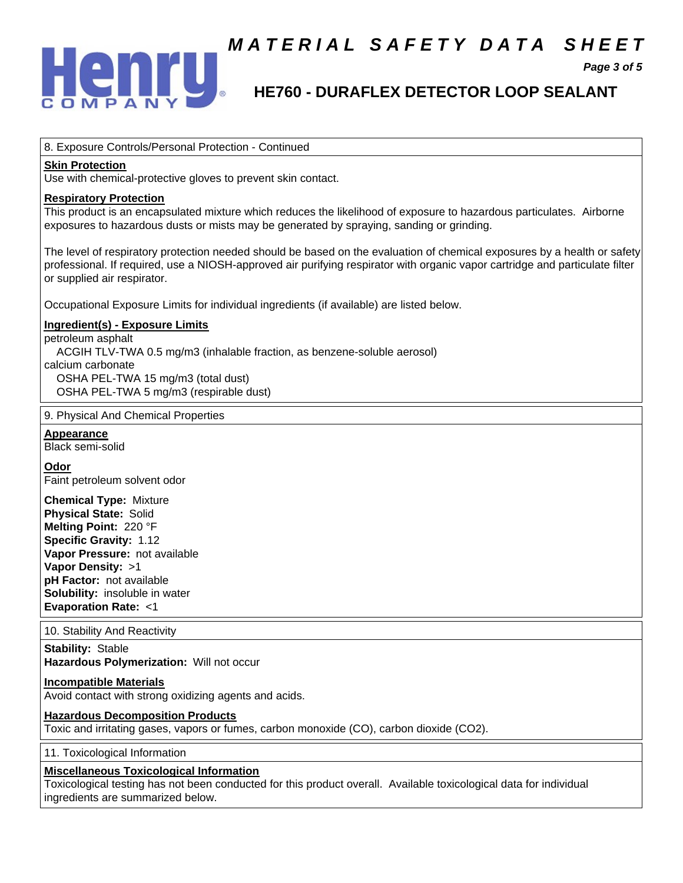## 8. Exposure Controls/Personal Protection - Continued

**Skin Protection**

Use with chemical-protective gloves to prevent skin contact.

**Respiratory Protection**

This product is an encapsulated mixture which reduces the likelihood of exposure to hazardous particulates. Airborne exposures to hazardous dusts or mists may be generated by spraying, sanding or grinding.

The level of respiratory protection needed should be based on the evaluation of chemical exposures by a health or safety professional. If required, use a NIOSH-approved air purifying respirator with organic vapor cartridge and particulate filter or supplied air respirator.

Occupational Exposure Limits for individual ingredients (if available) are listed below.

**Ingredient(s) - Exposure Limits**

petroleum asphalt
  ACGIH TLV-TWA 0.5 mg/m3 (inhalable fraction, as benzene-soluble aerosol)
calcium carbonate
  OSHA PEL-TWA 15 mg/m3 (total dust)
  OSHA PEL-TWA 5 mg/m3 (respirable dust)

## 9. Physical And Chemical Properties

**Appearance**

Black semi-solid

**Odor**

Faint petroleum solvent odor

**Chemical Type:** Mixture
**Physical State:** Solid
**Melting Point:** 220 °F
**Specific Gravity:** 1.12
**Vapor Pressure:** not available
**Vapor Density:** >1
**pH Factor:** not available
**Solubility:** insoluble in water
**Evaporation Rate:** <1

## 10. Stability And Reactivity

**Stability:** Stable
**Hazardous Polymerization:** Will not occur

**Incompatible Materials**

Avoid contact with strong oxidizing agents and acids.

**Hazardous Decomposition Products**

Toxic and irritating gases, vapors or fumes, carbon monoxide (CO), carbon dioxide ($CO_2$).

## 11. Toxicological Information

**Miscellaneous Toxicological Information**

Toxicological testing has not been conducted for this product overall. Available toxicological data for individual ingredients are summarized below.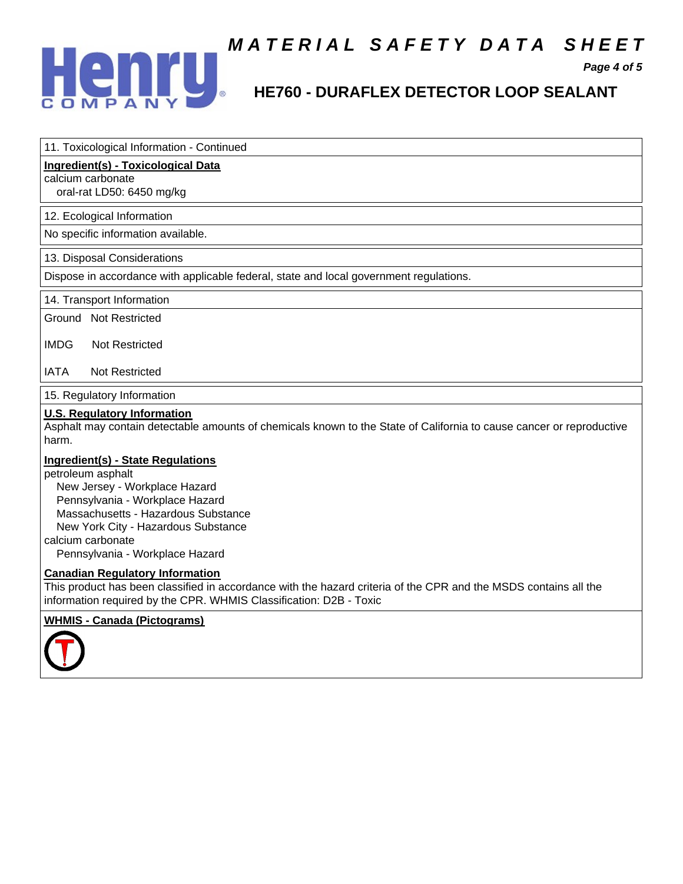## 11. Toxicological Information - Continued

**Ingredient(s) - Toxicological Data**

calcium carbonate
  oral-rat LD50: 6450 mg/kg

## 12. Ecological Information

No specific information available.

## 13. Disposal Considerations

Dispose in accordance with applicable federal, state and local government regulations.

## 14. Transport Information

Ground Not Restricted

IMDG Not Restricted

IATA Not Restricted

## 15. Regulatory Information

**U.S. Regulatory Information**

Asphalt may contain detectable amounts of chemicals known to the State of California to cause cancer or reproductive harm.

**Ingredient(s) - State Regulations**

petroleum asphalt
  New Jersey - Workplace Hazard
  Pennsylvania - Workplace Hazard
  Massachusetts - Hazardous Substance
  New York City - Hazardous Substance
calcium carbonate
  Pennsylvania - Workplace Hazard

**Canadian Regulatory Information**

This product has been classified in accordance with the hazard criteria of the CPR and the MSDS contains all the information required by the CPR. WHMIS Classification: D2B - Toxic

**WHMIS - Canada (Pictograms)**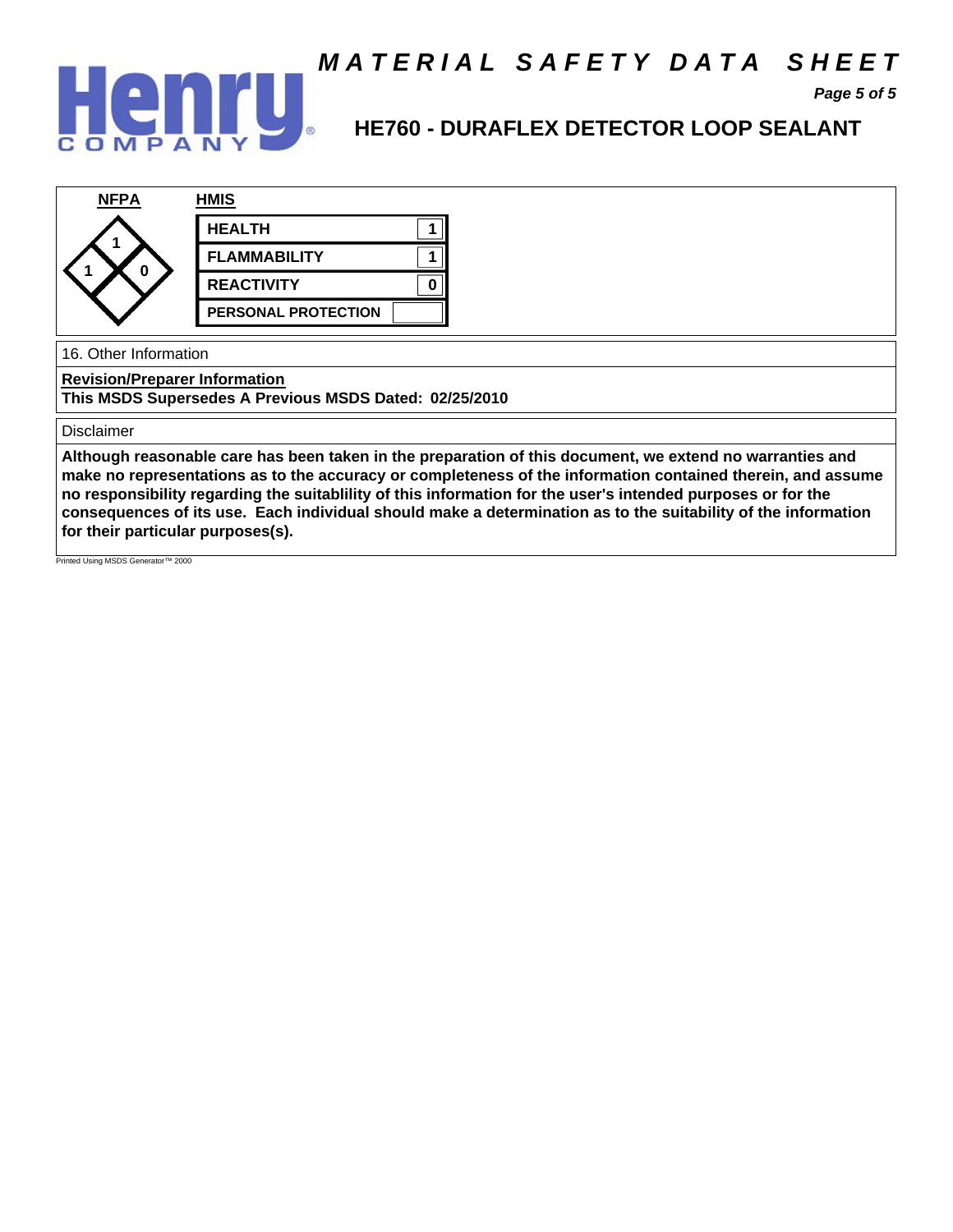# MATERIAL SAFETY DATA SHEET

## HE760 - DURAFLEX DETECTOR LOOP SEALANT

**NFPA**

1
1 0

**HMIS**

| | |
|---|---|
| HEALTH | 1 |
| FLAMMABILITY | 1 |
| REACTIVITY | 0 |
| PERSONAL PROTECTION | |

16. Other Information

**Revision/Preparer Information**

**This MSDS Supersedes A Previous MSDS Dated: 02/25/2010**

Disclaimer

**Although reasonable care has been taken in the preparation of this document, we extend no warranties and make no representations as to the accuracy or completeness of the information contained therein, and assume no responsibility regarding the suitablility of this information for the user's intended purposes or for the consequences of its use. Each individual should make a determination as to the suitability of the information for their particular purposes(s).**

Printed Using MSDS Generator™ 2000